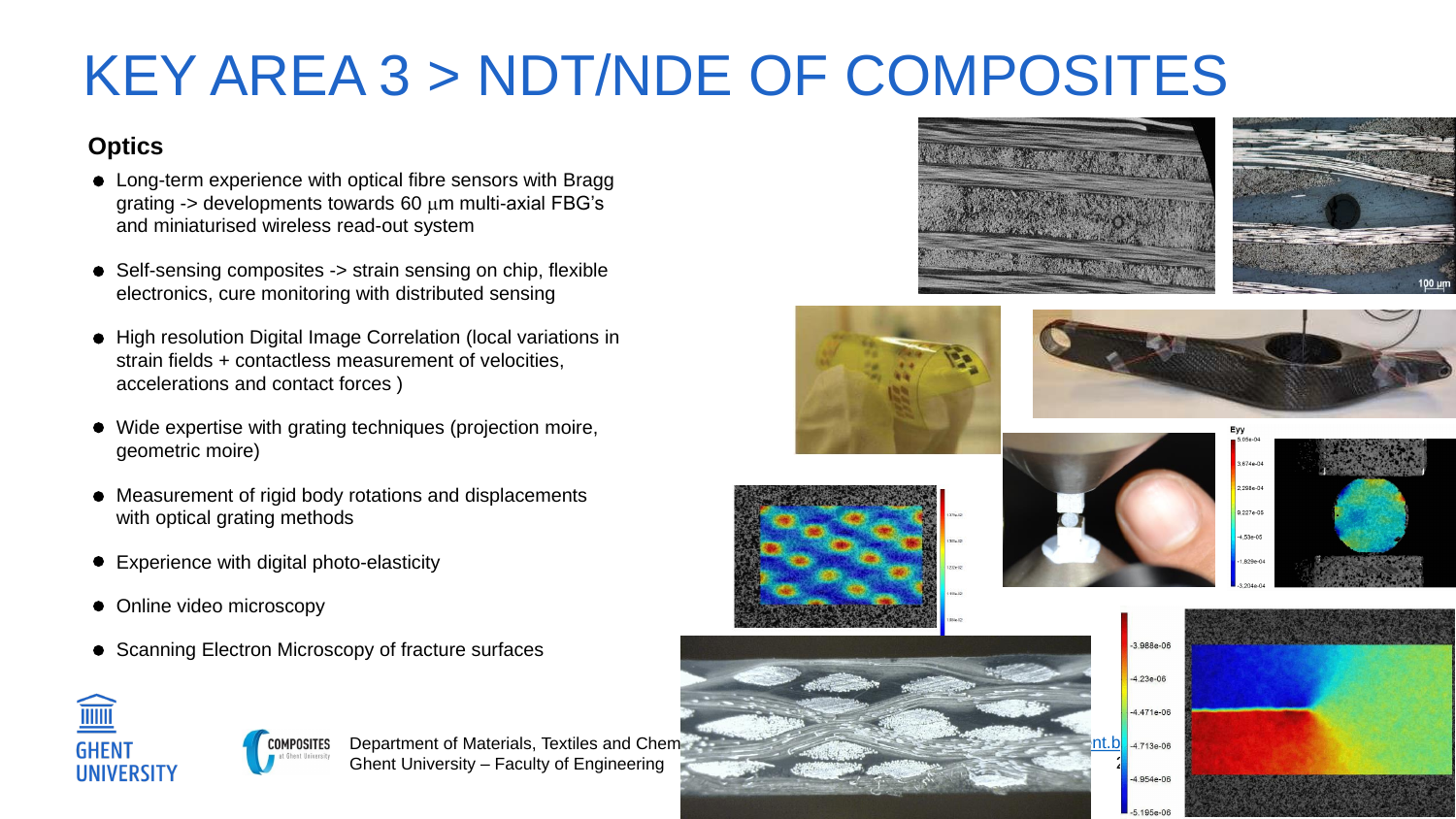# KEY AREA 3 > NDT/NDE OF COMPOSITES

### Optics

- Long-term experience with optical fibre sensors with Bragg grating -> developments towards 60 μm multi-axial FBG's and miniaturised wireless read-out system
- Self-sensing composites -> strain sensing on chip, flexible electronics, cure monitoring with distributed sensing
- High resolution Digital Image Correlation (local variations in strain fields + contactless measurement of velocities, accelerations and contact forces )
- Wide expertise with grating techniques (projection moire, geometric moire)
- Measurement of rigid body rotations and displacements with optical grating methods
- Experience with digital photo-elasticity
- Online video microscopy
- Scanning Electron Microscopy of fracture surfaces

Department of Materials, Textiles and Chem
Ghent University – Faculty of Engineering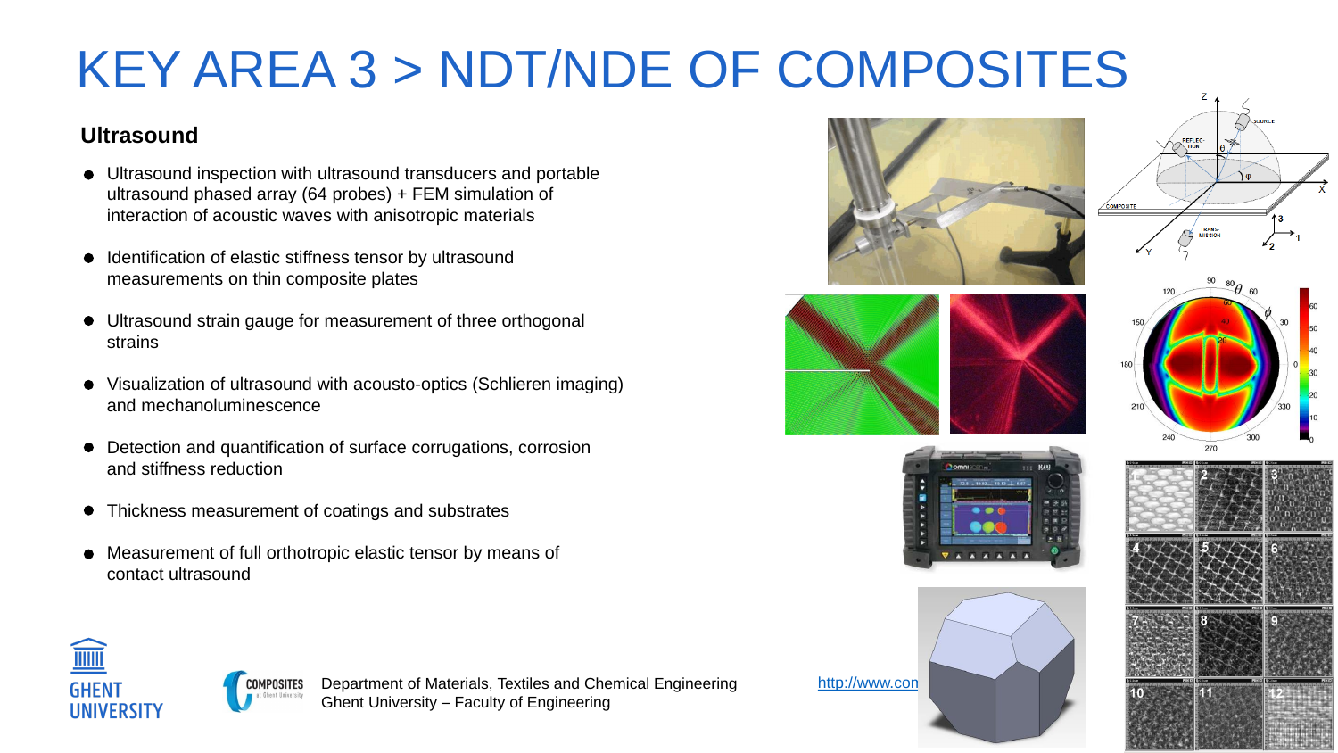# KEY AREA 3 > NDT/NDE OF COMPOSITES

## Ultrasound

- Ultrasound inspection with ultrasound transducers and portable ultrasound phased array (64 probes) + FEM simulation of interaction of acoustic waves with anisotropic materials
- Identification of elastic stiffness tensor by ultrasound measurements on thin composite plates
- Ultrasound strain gauge for measurement of three orthogonal strains
- Visualization of ultrasound with acousto-optics (Schlieren imaging) and mechanoluminescence
- Detection and quantification of surface corrugations, corrosion and stiffness reduction
- Thickness measurement of coatings and substrates
- Measurement of full orthotropic elastic tensor by means of contact ultrasound

http://www.con

Department of Materials, Textiles and Chemical Engineering
Ghent University – Faculty of Engineering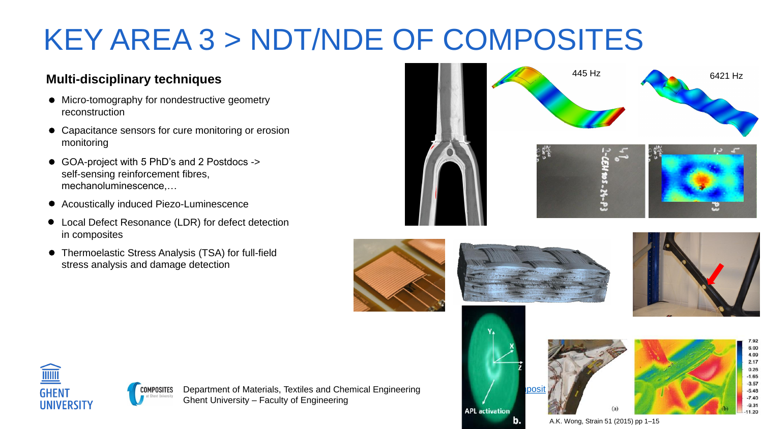# KEY AREA 3 > NDT/NDE OF COMPOSITES

**Multi-disciplinary techniques**

- Micro-tomography for nondestructive geometry reconstruction
- Capacitance sensors for cure monitoring or erosion monitoring
- GOA-project with 5 PhD's and 2 Postdocs -> self-sensing reinforcement fibres, mechanoluminescence,…
- Acoustically induced Piezo-Luminescence
- Local Defect Resonance (LDR) for defect detection in composites
- Thermoelastic Stress Analysis (TSA) for full-field stress analysis and damage detection

445 Hz

6421 Hz

APL activation

A.K. Wong, Strain 51 (2015) pp 1–15

Department of Materials, Textiles and Chemical Engineering
Ghent University – Faculty of Engineering